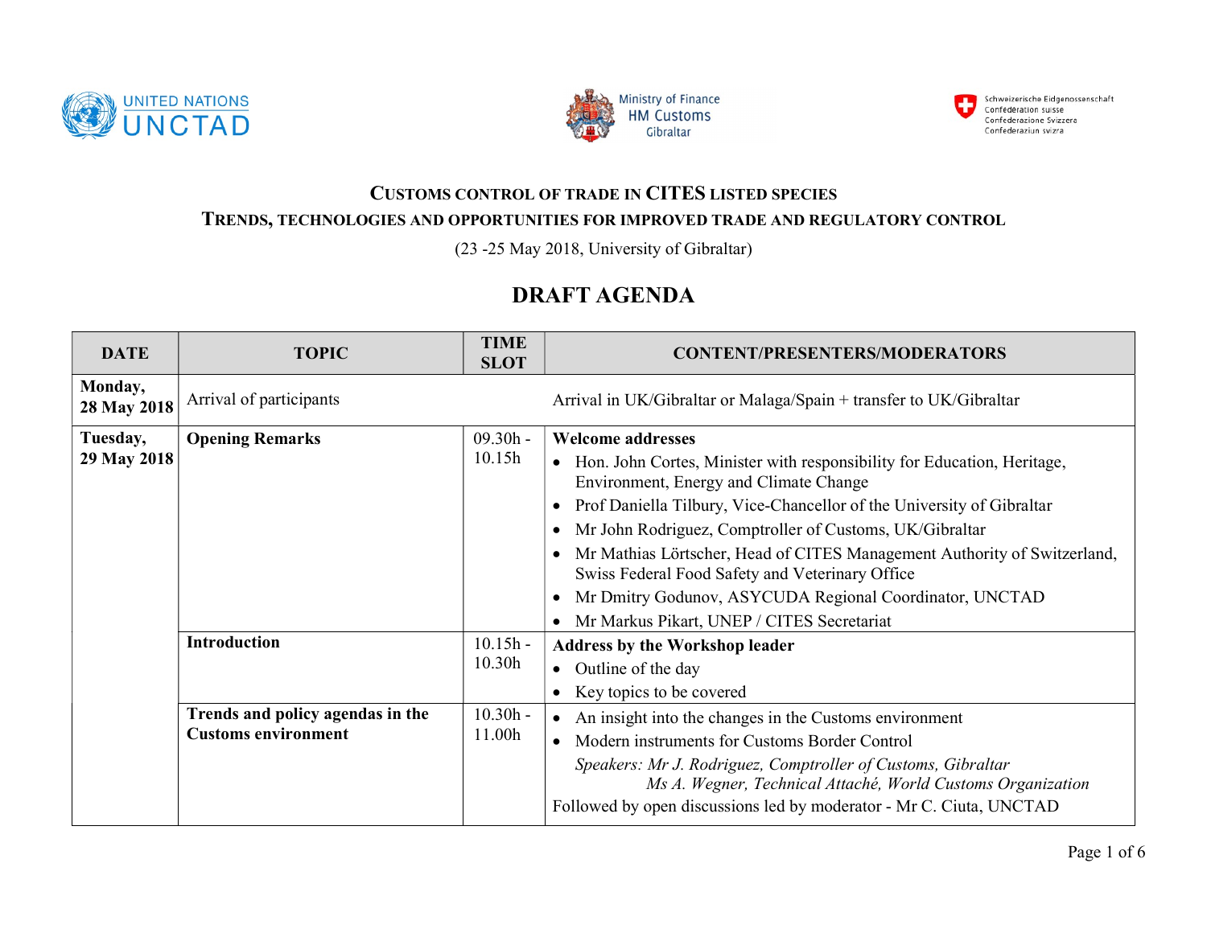UNITED NATIONS UNCTAD

Ministry of Finance HM Customs Gibraltar

Schweizerische Eidgenossenschaft
Confédération suisse
Confederazione Svizzera
Confederaziun svizra

## CUSTOMS CONTROL OF TRADE IN CITES LISTED SPECIES

### TRENDS, TECHNOLOGIES AND OPPORTUNITIES FOR IMPROVED TRADE AND REGULATORY CONTROL

(23 -25 May 2018, University of Gibraltar)

# DRAFT AGENDA

| DATE | TOPIC | TIME SLOT | CONTENT/PRESENTERS/MODERATORS |
|---|---|---|---|
| **Monday, 28 May 2018** | Arrival of participants | | Arrival in UK/Gibraltar or Malaga/Spain + transfer to UK/Gibraltar |
| **Tuesday, 29 May 2018** | **Opening Remarks** | 09.30h - 10.15h | **Welcome addresses**<br>• Hon. John Cortes, Minister with responsibility for Education, Heritage, Environment, Energy and Climate Change<br>• Prof Daniella Tilbury, Vice-Chancellor of the University of Gibraltar<br>• Mr John Rodriguez, Comptroller of Customs, UK/Gibraltar<br>• Mr Mathias Lörtscher, Head of CITES Management Authority of Switzerland, Swiss Federal Food Safety and Veterinary Office<br>• Mr Dmitry Godunov, ASYCUDA Regional Coordinator, UNCTAD<br>• Mr Markus Pikart, UNEP / CITES Secretariat |
| | **Introduction** | 10.15h - 10.30h | **Address by the Workshop leader**<br>• Outline of the day<br>• Key topics to be covered |
| | **Trends and policy agendas in the Customs environment** | 10.30h - 11.00h | • An insight into the changes in the Customs environment<br>• Modern instruments for Customs Border Control<br>*Speakers: Mr J. Rodriguez, Comptroller of Customs, Gibraltar*<br>*Ms A. Wegner, Technical Attaché, World Customs Organization*<br>Followed by open discussions led by moderator - Mr C. Ciuta, UNCTAD |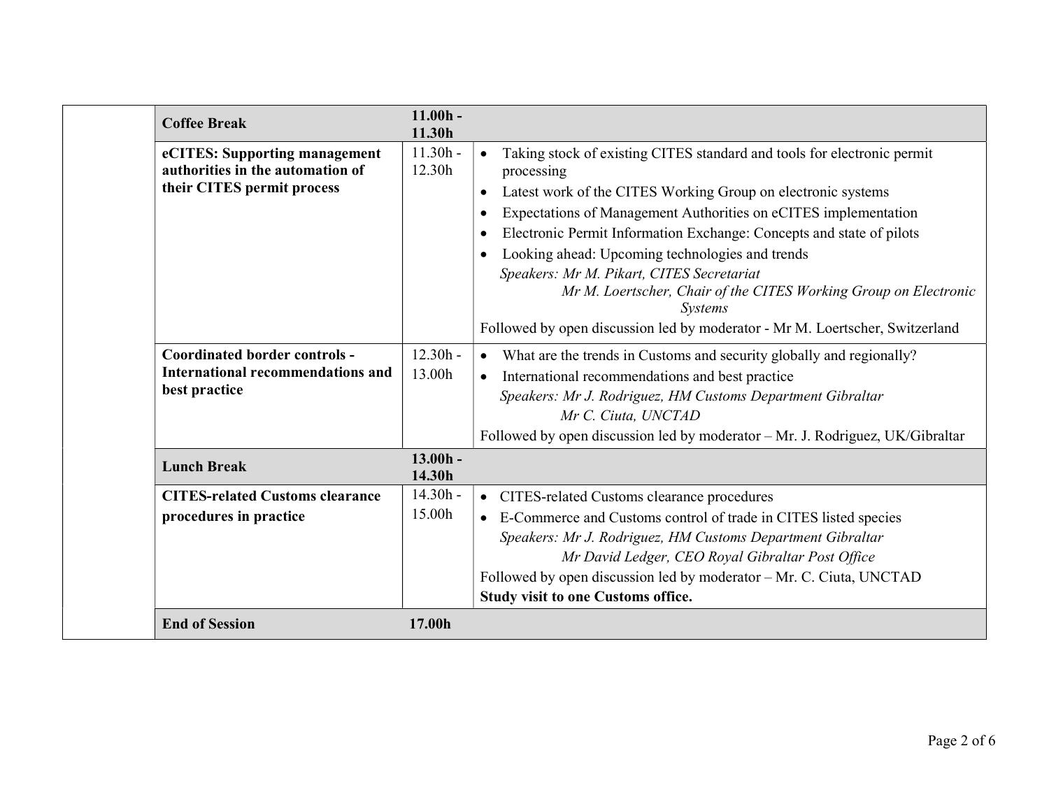| | | | |
|---|---|---|---|
| | **Coffee Break** | **11.00h - 11.30h** | |
| | **eCITES: Supporting management authorities in the automation of their CITES permit process** | 11.30h - 12.30h | • Taking stock of existing CITES standard and tools for electronic permit processing<br>• Latest work of the CITES Working Group on electronic systems<br>• Expectations of Management Authorities on eCITES implementation<br>• Electronic Permit Information Exchange: Concepts and state of pilots<br>• Looking ahead: Upcoming technologies and trends<br>*Speakers: Mr M. Pikart, CITES Secretariat*<br>*Mr M. Loertscher, Chair of the CITES Working Group on Electronic Systems*<br>Followed by open discussion led by moderator - Mr M. Loertscher, Switzerland |
| | **Coordinated border controls - International recommendations and best practice** | 12.30h - 13.00h | • What are the trends in Customs and security globally and regionally?<br>• International recommendations and best practice<br>*Speakers: Mr J. Rodriguez, HM Customs Department Gibraltar*<br>*Mr C. Ciuta, UNCTAD*<br>Followed by open discussion led by moderator – Mr. J. Rodriguez, UK/Gibraltar |
| | **Lunch Break** | **13.00h - 14.30h** | |
| | **CITES-related Customs clearance procedures in practice** | 14.30h - 15.00h | • CITES-related Customs clearance procedures<br>• E-Commerce and Customs control of trade in CITES listed species<br>*Speakers: Mr J. Rodriguez, HM Customs Department Gibraltar*<br>*Mr David Ledger, CEO Royal Gibraltar Post Office*<br>Followed by open discussion led by moderator – Mr. C. Ciuta, UNCTAD<br>**Study visit to one Customs office.** |
| | **End of Session** | **17.00h** | |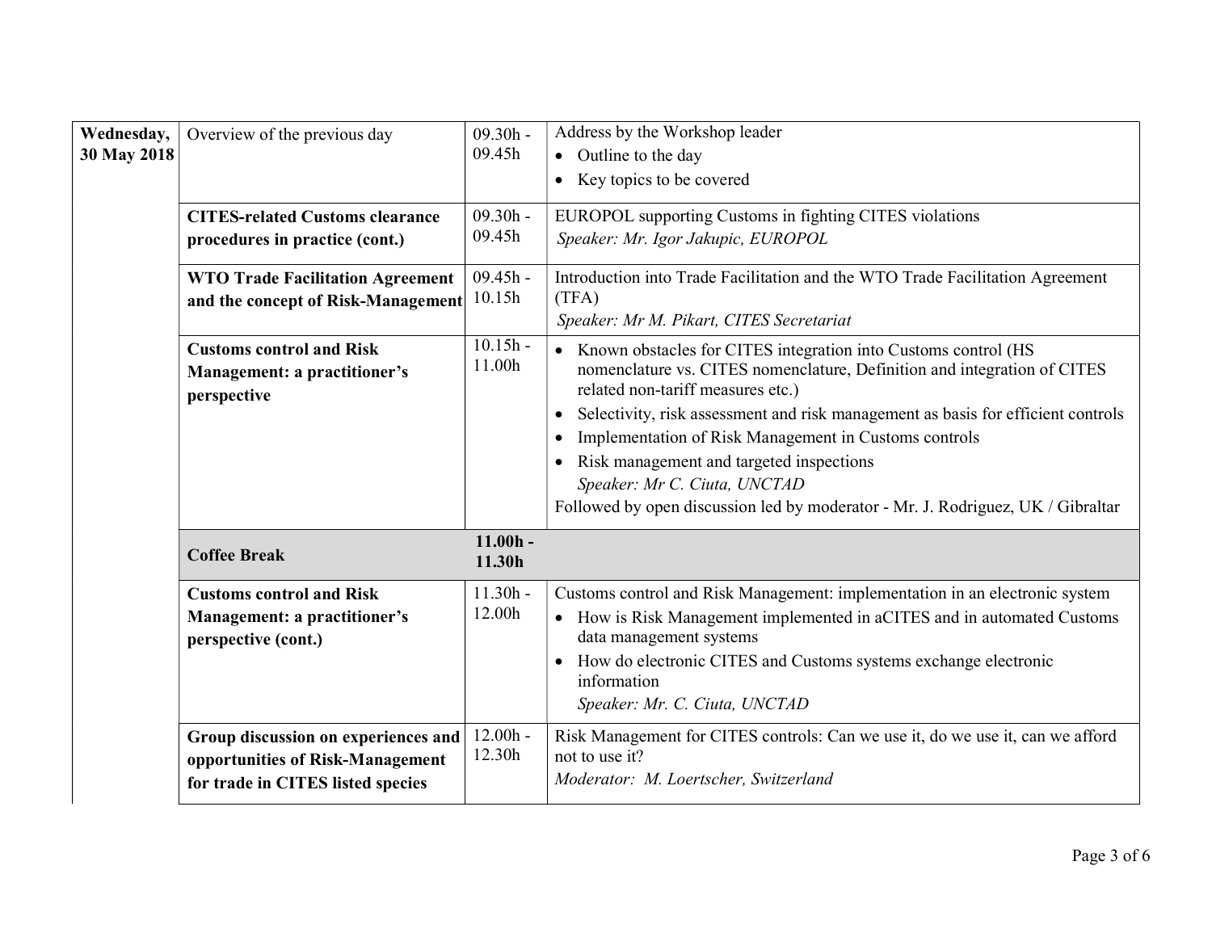| Wednesday, 30 May 2018 | Overview of the previous day | 09.30h - 09.45h | Address by the Workshop leader<br>• Outline to the day<br>• Key topics to be covered |
|---|---|---|---|
| | **CITES-related Customs clearance procedures in practice (cont.)** | 09.30h - 09.45h | EUROPOL supporting Customs in fighting CITES violations<br>*Speaker: Mr. Igor Jakupic, EUROPOL* |
| | **WTO Trade Facilitation Agreement and the concept of Risk-Management** | 09.45h - 10.15h | Introduction into Trade Facilitation and the WTO Trade Facilitation Agreement (TFA)<br>*Speaker: Mr M. Pikart, CITES Secretariat* |
| | **Customs control and Risk Management: a practitioner's perspective** | 10.15h - 11.00h | • Known obstacles for CITES integration into Customs control (HS nomenclature vs. CITES nomenclature, Definition and integration of CITES related non-tariff measures etc.)<br>• Selectivity, risk assessment and risk management as basis for efficient controls<br>• Implementation of Risk Management in Customs controls<br>• Risk management and targeted inspections<br>*Speaker: Mr C. Ciuta, UNCTAD*<br>Followed by open discussion led by moderator - Mr. J. Rodriguez, UK / Gibraltar |
| | **Coffee Break** | **11.00h - 11.30h** | |
| | **Customs control and Risk Management: a practitioner's perspective (cont.)** | 11.30h - 12.00h | Customs control and Risk Management: implementation in an electronic system<br>• How is Risk Management implemented in aCITES and in automated Customs data management systems<br>• How do electronic CITES and Customs systems exchange electronic information<br>*Speaker: Mr. C. Ciuta, UNCTAD* |
| | **Group discussion on experiences and opportunities of Risk-Management for trade in CITES listed species** | 12.00h - 12.30h | Risk Management for CITES controls: Can we use it, do we use it, can we afford not to use it?<br>*Moderator: M. Loertscher, Switzerland* |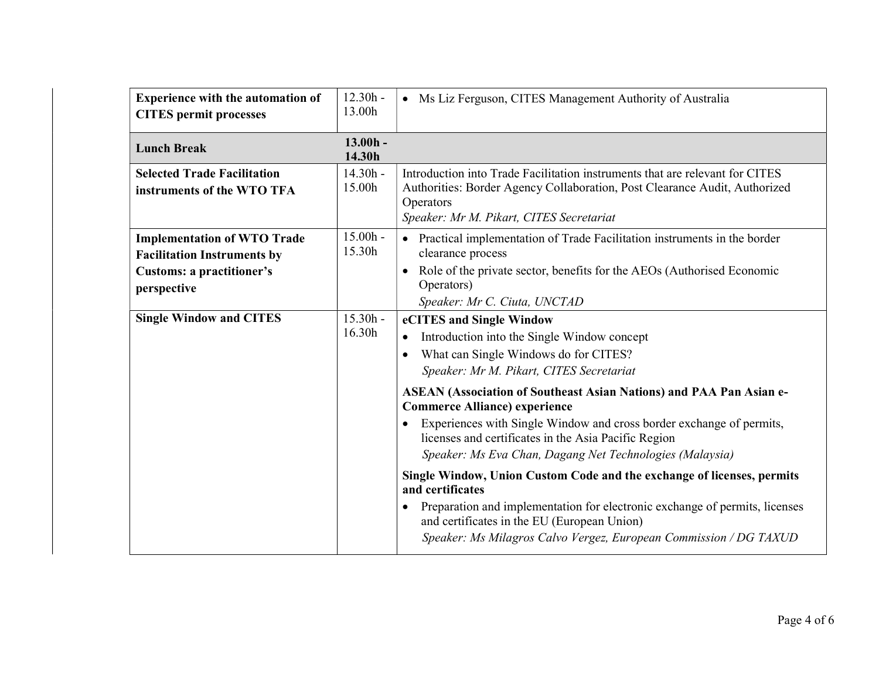| | | |
|---|---|---|
| **Experience with the automation of CITES permit processes** | 12.30h - 13.00h | • Ms Liz Ferguson, CITES Management Authority of Australia |
| **Lunch Break** | **13.00h - 14.30h** | |
| **Selected Trade Facilitation instruments of the WTO TFA** | 14.30h - 15.00h | Introduction into Trade Facilitation instruments that are relevant for CITES Authorities: Border Agency Collaboration, Post Clearance Audit, Authorized Operators<br>*Speaker: Mr M. Pikart, CITES Secretariat* |
| **Implementation of WTO Trade Facilitation Instruments by Customs: a practitioner's perspective** | 15.00h - 15.30h | • Practical implementation of Trade Facilitation instruments in the border clearance process<br>• Role of the private sector, benefits for the AEOs (Authorised Economic Operators)<br>*Speaker: Mr C. Ciuta, UNCTAD* |
| **Single Window and CITES** | 15.30h - 16.30h | **eCITES and Single Window**<br>• Introduction into the Single Window concept<br>• What can Single Windows do for CITES?<br>*Speaker: Mr M. Pikart, CITES Secretariat*<br>**ASEAN (Association of Southeast Asian Nations) and PAA Pan Asian e-Commerce Alliance) experience**<br>• Experiences with Single Window and cross border exchange of permits, licenses and certificates in the Asia Pacific Region<br>*Speaker: Ms Eva Chan, Dagang Net Technologies (Malaysia)*<br>**Single Window, Union Custom Code and the exchange of licenses, permits and certificates**<br>• Preparation and implementation for electronic exchange of permits, licenses and certificates in the EU (European Union)<br>*Speaker: Ms Milagros Calvo Vergez, European Commission / DG TAXUD* |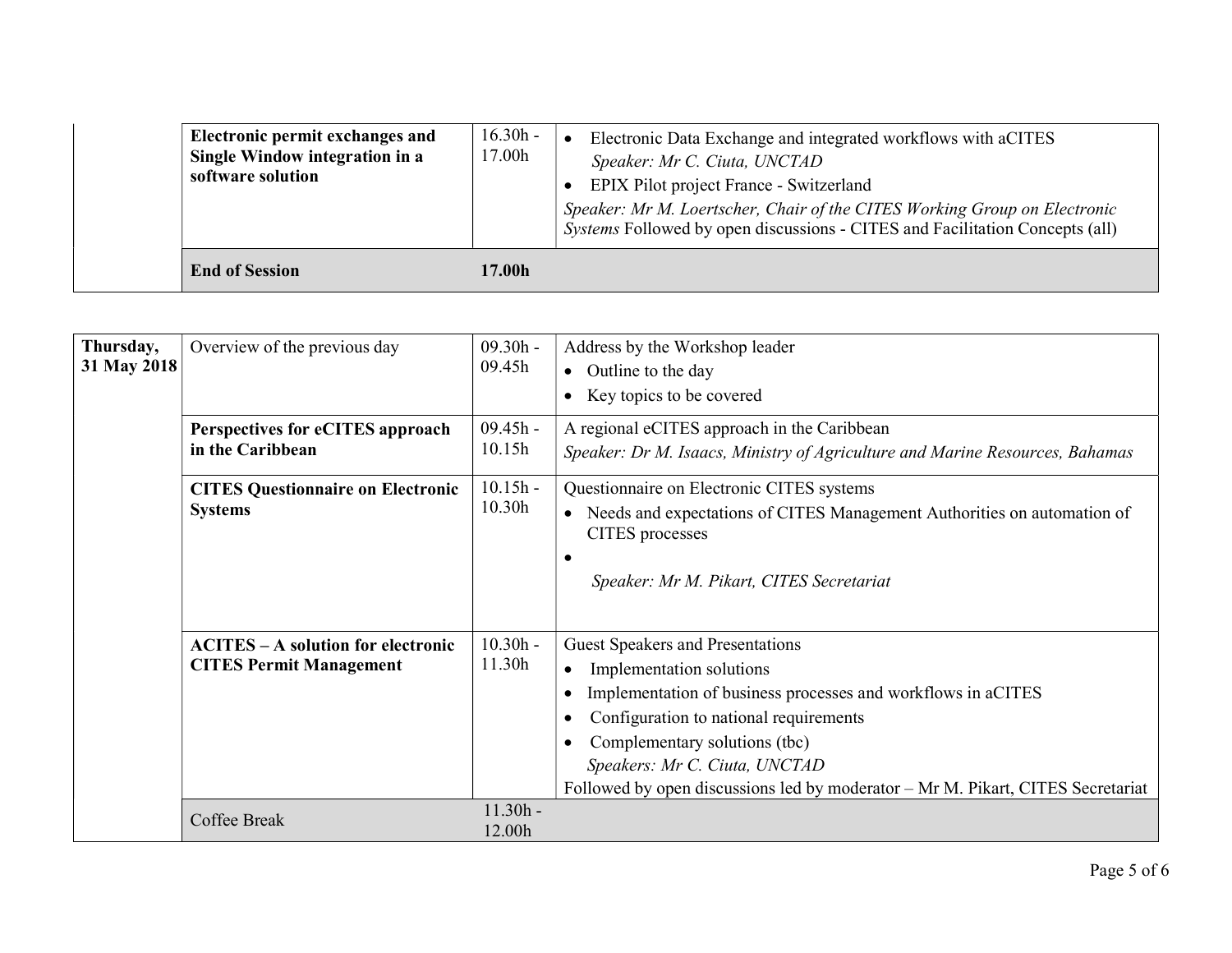| | | | |
|---|---|---|---|
| | **Electronic permit exchanges and Single Window integration in a software solution** | 16.30h - 17.00h | • Electronic Data Exchange and integrated workflows with aCITES<br>*Speaker: Mr C. Ciuta, UNCTAD*<br>• EPIX Pilot project France - Switzerland<br>*Speaker: Mr M. Loertscher, Chair of the CITES Working Group on Electronic Systems* Followed by open discussions - CITES and Facilitation Concepts (all) |
| | **End of Session** | **17.00h** | |

| | | | |
|---|---|---|---|
| **Thursday, 31 May 2018** | Overview of the previous day | 09.30h - 09.45h | Address by the Workshop leader<br>• Outline to the day<br>• Key topics to be covered |
| | **Perspectives for eCITES approach in the Caribbean** | 09.45h - 10.15h | A regional eCITES approach in the Caribbean<br>*Speaker: Dr M. Isaacs, Ministry of Agriculture and Marine Resources, Bahamas* |
| | **CITES Questionnaire on Electronic Systems** | 10.15h - 10.30h | Questionnaire on Electronic CITES systems<br>• Needs and expectations of CITES Management Authorities on automation of CITES processes<br>•<br>*Speaker: Mr M. Pikart, CITES Secretariat* |
| | **ACITES – A solution for electronic CITES Permit Management** | 10.30h - 11.30h | Guest Speakers and Presentations<br>• Implementation solutions<br>• Implementation of business processes and workflows in aCITES<br>• Configuration to national requirements<br>• Complementary solutions (tbc)<br>*Speakers: Mr C. Ciuta, UNCTAD*<br>Followed by open discussions led by moderator – Mr M. Pikart, CITES Secretariat |
| | Coffee Break | 11.30h - 12.00h | |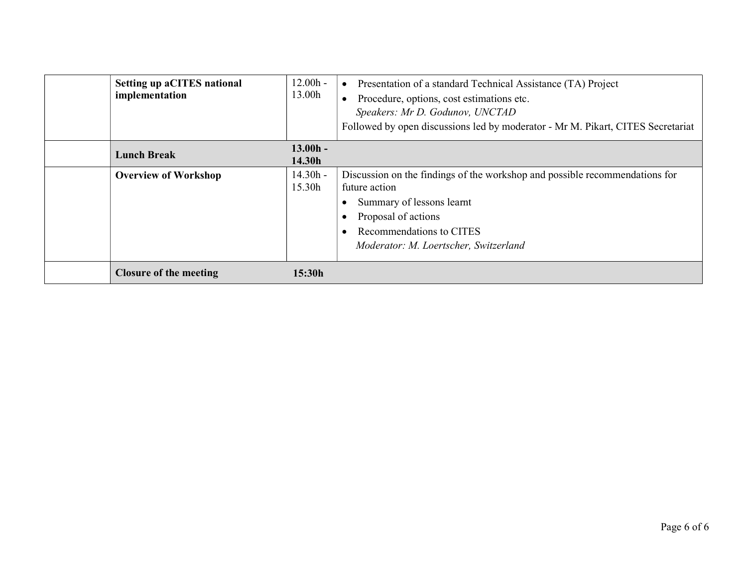| | | | |
|---|---|---|---|
| | **Setting up aCITES national implementation** | 12.00h - 13.00h | • Presentation of a standard Technical Assistance (TA) Project<br>• Procedure, options, cost estimations etc.<br>*Speakers: Mr D. Godunov, UNCTAD*<br>Followed by open discussions led by moderator - Mr M. Pikart, CITES Secretariat |
| | **Lunch Break** | **13.00h - 14.30h** | |
| | **Overview of Workshop** | 14.30h - 15.30h | Discussion on the findings of the workshop and possible recommendations for future action<br>• Summary of lessons learnt<br>• Proposal of actions<br>• Recommendations to CITES<br>*Moderator: M. Loertscher, Switzerland* |
| | **Closure of the meeting** | **15:30h** | |